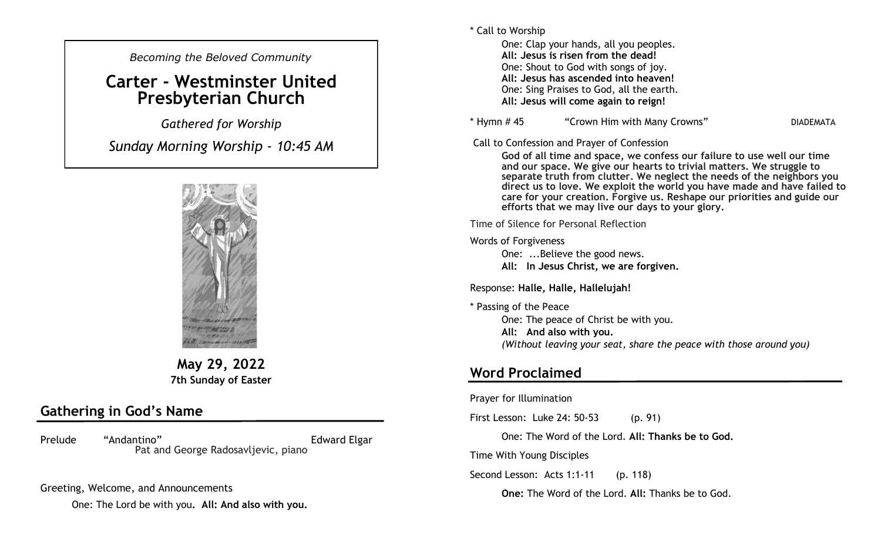*Becoming the Beloved Community*

# Carter - Westminster United Presbyterian Church

*Gathered for Worship*

*Sunday Morning Worship - 10:45 AM*

**May 29, 2022**
**7th Sunday of Easter**

## Gathering in God's Name

Prelude "Andantino" Edward Elgar
Pat and George Radosavljevic, piano

Greeting, Welcome, and Announcements

One: The Lord be with you. **All: And also with you.**

\* Call to Worship

One: Clap your hands, all you peoples.
**All: Jesus is risen from the dead!**
One: Shout to God with songs of joy.
**All: Jesus has ascended into heaven!**
One: Sing Praises to God, all the earth.
**All: Jesus will come again to reign!**

\* Hymn # 45 "Crown Him with Many Crowns" DIADEMATA

Call to Confession and Prayer of Confession

**God of all time and space, we confess our failure to use well our time and our space. We give our hearts to trivial matters. We struggle to separate truth from clutter. We neglect the needs of the neighbors you direct us to love. We exploit the world you have made and have failed to care for your creation. Forgive us. Reshape our priorities and guide our efforts that we may live our days to your glory.**

Time of Silence for Personal Reflection

Words of Forgiveness

One: ...Believe the good news.
**All: In Jesus Christ, we are forgiven.**

Response: **Halle, Halle, Hallelujah!**

\* Passing of the Peace

One: The peace of Christ be with you.
**All: And also with you.**
*(Without leaving your seat, share the peace with those around you)*

## Word Proclaimed

Prayer for Illumination

First Lesson: Luke 24: 50-53 (p. 91)

One: The Word of the Lord. **All: Thanks be to God.**

Time With Young Disciples

Second Lesson: Acts 1:1-11 (p. 118)

**One:** The Word of the Lord. **All:** Thanks be to God.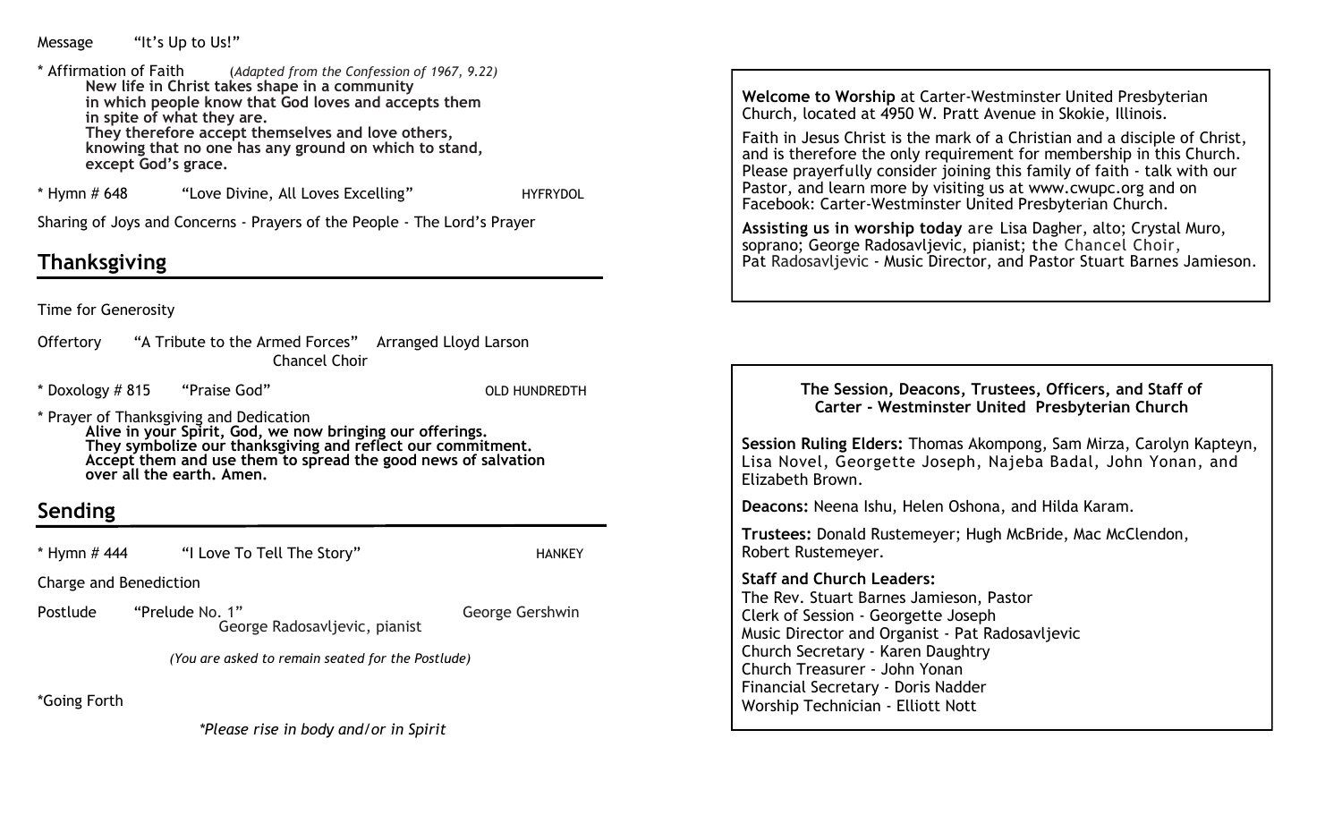Message "It's Up to Us!"

* Affirmation of Faith (*Adapted from the Confession of 1967, 9.22)*

**New life in Christ takes shape in a community in which people know that God loves and accepts them in spite of what they are. They therefore accept themselves and love others, knowing that no one has any ground on which to stand, except God's grace.**

* Hymn # 648 "Love Divine, All Loves Excelling" HYFRYDOL

Sharing of Joys and Concerns - Prayers of the People - The Lord's Prayer

## Thanksgiving

Time for Generosity

Offertory "A Tribute to the Armed Forces" Arranged Lloyd Larson
Chancel Choir

* Doxology # 815 "Praise God" OLD HUNDREDTH

* Prayer of Thanksgiving and Dedication

**Alive in your Spirit, God, we now bringing our offerings. They symbolize our thanksgiving and reflect our commitment. Accept them and use them to spread the good news of salvation over all the earth. Amen.**

## Sending

* Hymn # 444 "I Love To Tell The Story" HANKEY

Charge and Benediction

Postlude "Prelude No. 1" George Gershwin
George Radosavljevic, pianist

*(You are asked to remain seated for the Postlude)*

*Going Forth

*\*Please rise in body and/or in Spirit*

**Welcome to Worship** at Carter-Westminster United Presbyterian Church, located at 4950 W. Pratt Avenue in Skokie, Illinois.

Faith in Jesus Christ is the mark of a Christian and a disciple of Christ, and is therefore the only requirement for membership in this Church. Please prayerfully consider joining this family of faith - talk with our Pastor, and learn more by visiting us at www.cwupc.org and on Facebook: Carter-Westminster United Presbyterian Church.

**Assisting us in worship today** are Lisa Dagher, alto; Crystal Muro, soprano; George Radosavljevic, pianist; the Chancel Choir, Pat Radosavljevic - Music Director, and Pastor Stuart Barnes Jamieson.

**The Session, Deacons, Trustees, Officers, and Staff of Carter - Westminster United Presbyterian Church**

**Session Ruling Elders:** Thomas Akompong, Sam Mirza, Carolyn Kapteyn, Lisa Novel, Georgette Joseph, Najeba Badal, John Yonan, and Elizabeth Brown.

**Deacons:** Neena Ishu, Helen Oshona, and Hilda Karam.

**Trustees:** Donald Rustemeyer; Hugh McBride, Mac McClendon, Robert Rustemeyer.

**Staff and Church Leaders:**
The Rev. Stuart Barnes Jamieson, Pastor
Clerk of Session - Georgette Joseph
Music Director and Organist - Pat Radosavljevic
Church Secretary - Karen Daughtry
Church Treasurer - John Yonan
Financial Secretary - Doris Nadder
Worship Technician - Elliott Nott